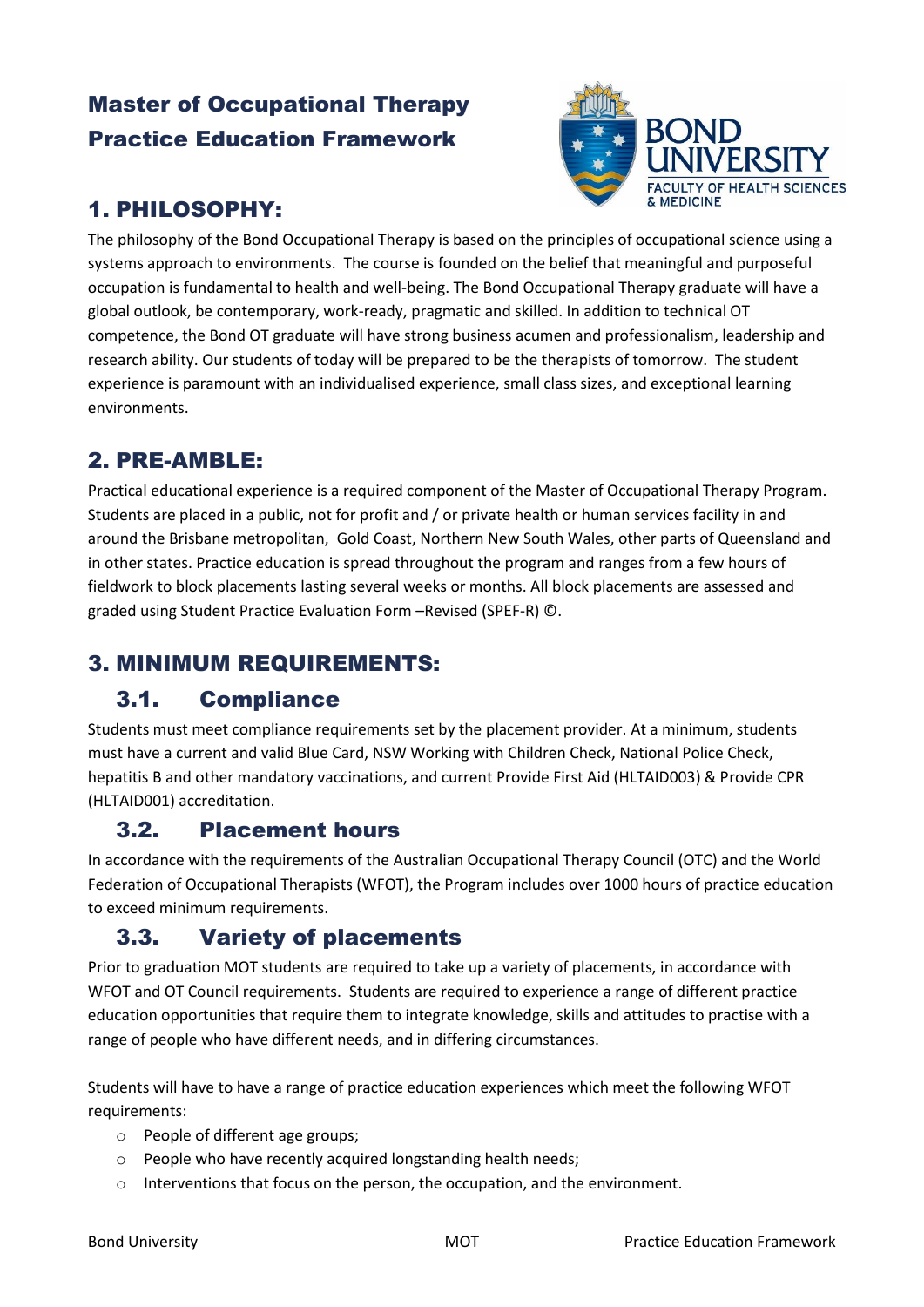# Master of Occupational Therapy Practice Education Framework

## 1. PHILOSOPHY:

The philosophy of the Bond Occupational Therapy is based on the principles of occupational science using a systems approach to environments. The course is founded on the belief that meaningful and purposeful occupation is fundamental to health and well-being. The Bond Occupational Therapy graduate will have a global outlook, be contemporary, work-ready, pragmatic and skilled. In addition to technical OT competence, the Bond OT graduate will have strong business acumen and professionalism, leadership and research ability. Our students of today will be prepared to be the therapists of tomorrow. The student experience is paramount with an individualised experience, small class sizes, and exceptional learning environments.

## 2. PRE-AMBLE:

Practical educational experience is a required component of the Master of Occupational Therapy Program. Students are placed in a public, not for profit and / or private health or human services facility in and around the Brisbane metropolitan, Gold Coast, Northern New South Wales, other parts of Queensland and in other states. Practice education is spread throughout the program and ranges from a few hours of fieldwork to block placements lasting several weeks or months. All block placements are assessed and graded using Student Practice Evaluation Form –Revised (SPEF-R) ©.

## 3. MINIMUM REQUIREMENTS:

### 3.1. Compliance

Students must meet compliance requirements set by the placement provider. At a minimum, students must have a current and valid Blue Card, NSW Working with Children Check, National Police Check, hepatitis B and other mandatory vaccinations, and current Provide First Aid (HLTAID003) & Provide CPR (HLTAID001) accreditation.

### 3.2. Placement hours

In accordance with the requirements of the Australian Occupational Therapy Council (OTC) and the World Federation of Occupational Therapists (WFOT), the Program includes over 1000 hours of practice education to exceed minimum requirements.

### 3.3. Variety of placements

Prior to graduation MOT students are required to take up a variety of placements, in accordance with WFOT and OT Council requirements. Students are required to experience a range of different practice education opportunities that require them to integrate knowledge, skills and attitudes to practise with a range of people who have different needs, and in differing circumstances.

Students will have to have a range of practice education experiences which meet the following WFOT requirements:

- People of different age groups;
- People who have recently acquired longstanding health needs;
- Interventions that focus on the person, the occupation, and the environment.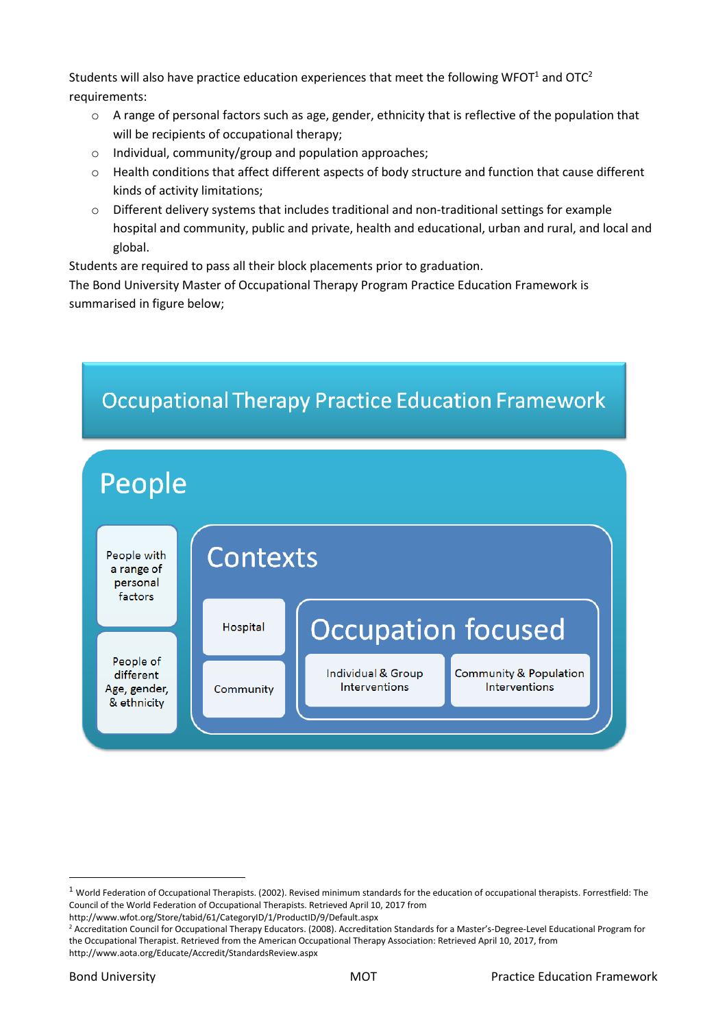Students will also have practice education experiences that meet the following WFOT[1] and OTC[2] requirements:

- A range of personal factors such as age, gender, ethnicity that is reflective of the population that will be recipients of occupational therapy;
- Individual, community/group and population approaches;
- Health conditions that affect different aspects of body structure and function that cause different kinds of activity limitations;
- Different delivery systems that includes traditional and non-traditional settings for example hospital and community, public and private, health and educational, urban and rural, and local and global.

Students are required to pass all their block placements prior to graduation.

The Bond University Master of Occupational Therapy Program Practice Education Framework is summarised in figure below;

**Occupational Therapy Practice Education Framework**

**People**

- People with a range of personal factors
- People of different Age, gender, & ethnicity

**Contexts**

- Hospital
- Community

**Occupation focused**

- Individual & Group Interventions
- Community & Population Interventions

---

[1] World Federation of Occupational Therapists. (2002). Revised minimum standards for the education of occupational therapists. Forrestfield: The Council of the World Federation of Occupational Therapists. Retrieved April 10, 2017 from http://www.wfot.org/Store/tabid/61/CategoryID/1/ProductID/9/Default.aspx

[2] Accreditation Council for Occupational Therapy Educators. (2008). Accreditation Standards for a Master's-Degree-Level Educational Program for the Occupational Therapist. Retrieved from the American Occupational Therapy Association: Retrieved April 10, 2017, from http://www.aota.org/Educate/Accredit/StandardsReview.aspx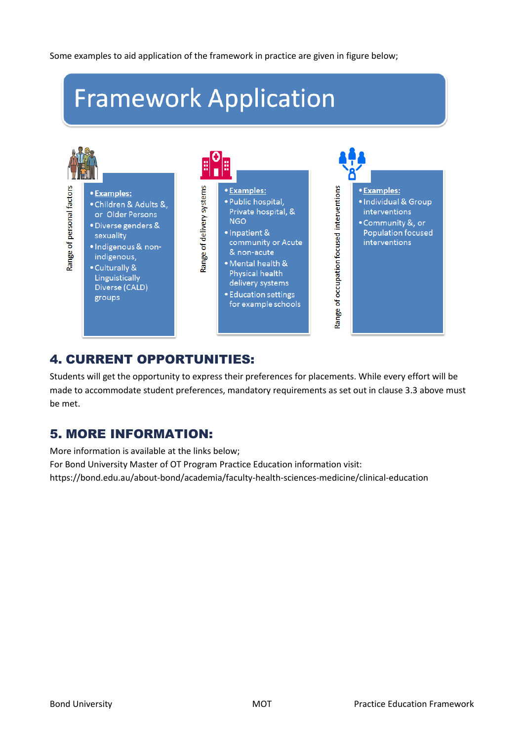Some examples to aid application of the framework in practice are given in figure below;

# Framework Application

Range of personal factors

- **Examples:**
- Children & Adults &, or Older Persons
- Diverse genders & sexuality
- Indigenous & non-indigenous,
- Culturally & Linguistically Diverse (CALD) groups

Range of delivery systems

- **Examples:**
- Public hospital, Private hospital, & NGO
- Inpatient & community or Acute & non-acute
- Mental health & Physical health delivery systems
- Education settings for example schools

Range of occupation focused interventions

- **Examples:**
- Individual & Group interventions
- Community &, or Population focused interventions

## 4. CURRENT OPPORTUNITIES:

Students will get the opportunity to express their preferences for placements. While every effort will be made to accommodate student preferences, mandatory requirements as set out in clause 3.3 above must be met.

## 5. MORE INFORMATION:

More information is available at the links below;
For Bond University Master of OT Program Practice Education information visit:
https://bond.edu.au/about-bond/academia/faculty-health-sciences-medicine/clinical-education